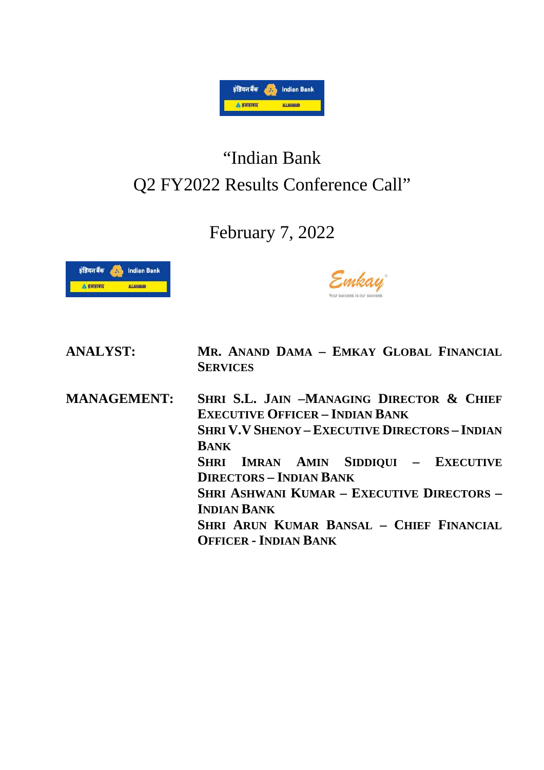# "Indian Bank Q2 FY2022 Results Conference Call"

February 7, 2022

**ANALYST:** MR. ANAND DAMA – EMKAY GLOBAL FINANCIAL SERVICES

**MANAGEMENT:** SHRI S.L. JAIN –MANAGING DIRECTOR & CHIEF EXECUTIVE OFFICER – INDIAN BANK

SHRI V.V SHENOY – EXECUTIVE DIRECTORS – INDIAN BANK

SHRI IMRAN AMIN SIDDIQUI – EXECUTIVE DIRECTORS – INDIAN BANK

SHRI ASHWANI KUMAR – EXECUTIVE DIRECTORS – INDIAN BANK

SHRI ARUN KUMAR BANSAL – CHIEF FINANCIAL OFFICER - INDIAN BANK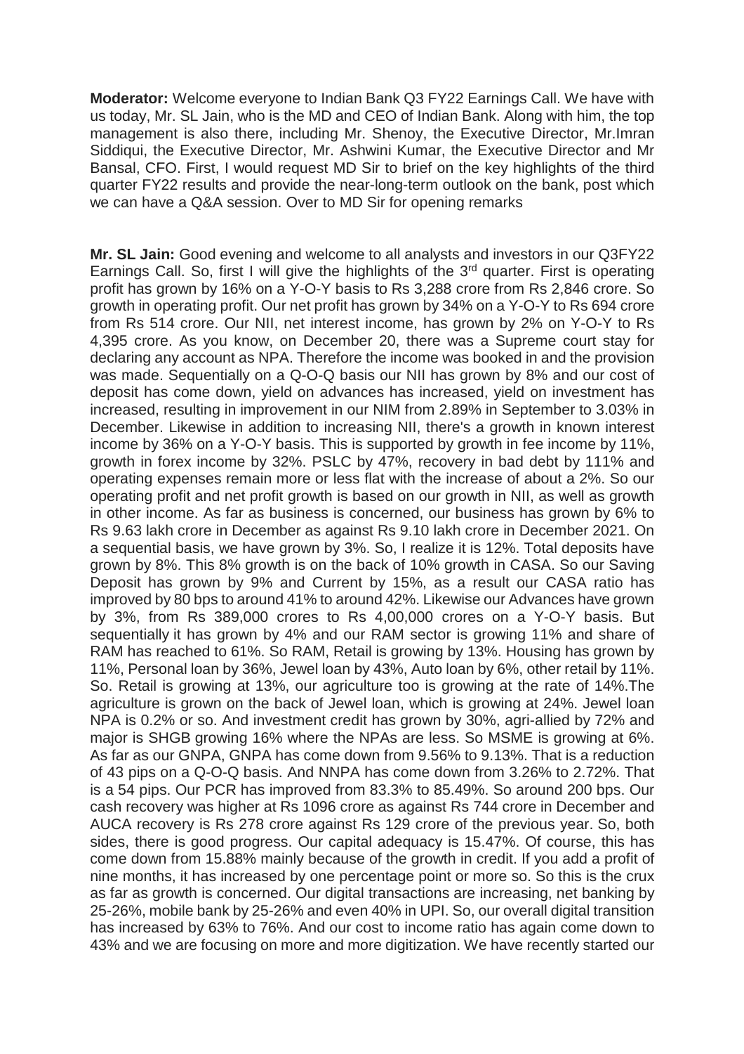**Moderator:** Welcome everyone to Indian Bank Q3 FY22 Earnings Call. We have with us today, Mr. SL Jain, who is the MD and CEO of Indian Bank. Along with him, the top management is also there, including Mr. Shenoy, the Executive Director, Mr.Imran Siddiqui, the Executive Director, Mr. Ashwini Kumar, the Executive Director and Mr Bansal, CFO. First, I would request MD Sir to brief on the key highlights of the third quarter FY22 results and provide the near-long-term outlook on the bank, post which we can have a Q&A session. Over to MD Sir for opening remarks

**Mr. SL Jain:** Good evening and welcome to all analysts and investors in our Q3FY22 Earnings Call. So, first I will give the highlights of the 3rd quarter. First is operating profit has grown by 16% on a Y-O-Y basis to Rs 3,288 crore from Rs 2,846 crore. So growth in operating profit. Our net profit has grown by 34% on a Y-O-Y to Rs 694 crore from Rs 514 crore. Our NII, net interest income, has grown by 2% on Y-O-Y to Rs 4,395 crore. As you know, on December 20, there was a Supreme court stay for declaring any account as NPA. Therefore the income was booked in and the provision was made. Sequentially on a Q-O-Q basis our NII has grown by 8% and our cost of deposit has come down, yield on advances has increased, yield on investment has increased, resulting in improvement in our NIM from 2.89% in September to 3.03% in December. Likewise in addition to increasing NII, there's a growth in known interest income by 36% on a Y-O-Y basis. This is supported by growth in fee income by 11%, growth in forex income by 32%. PSLC by 47%, recovery in bad debt by 111% and operating expenses remain more or less flat with the increase of about a 2%. So our operating profit and net profit growth is based on our growth in NII, as well as growth in other income. As far as business is concerned, our business has grown by 6% to Rs 9.63 lakh crore in December as against Rs 9.10 lakh crore in December 2021. On a sequential basis, we have grown by 3%. So, I realize it is 12%. Total deposits have grown by 8%. This 8% growth is on the back of 10% growth in CASA. So our Saving Deposit has grown by 9% and Current by 15%, as a result our CASA ratio has improved by 80 bps to around 41% to around 42%. Likewise our Advances have grown by 3%, from Rs 389,000 crores to Rs 4,00,000 crores on a Y-O-Y basis. But sequentially it has grown by 4% and our RAM sector is growing 11% and share of RAM has reached to 61%. So RAM, Retail is growing by 13%. Housing has grown by 11%, Personal loan by 36%, Jewel loan by 43%, Auto loan by 6%, other retail by 11%. So. Retail is growing at 13%, our agriculture too is growing at the rate of 14%.The agriculture is grown on the back of Jewel loan, which is growing at 24%. Jewel loan NPA is 0.2% or so. And investment credit has grown by 30%, agri-allied by 72% and major is SHGB growing 16% where the NPAs are less. So MSME is growing at 6%. As far as our GNPA, GNPA has come down from 9.56% to 9.13%. That is a reduction of 43 pips on a Q-O-Q basis. And NNPA has come down from 3.26% to 2.72%. That is a 54 pips. Our PCR has improved from 83.3% to 85.49%. So around 200 bps. Our cash recovery was higher at Rs 1096 crore as against Rs 744 crore in December and AUCA recovery is Rs 278 crore against Rs 129 crore of the previous year. So, both sides, there is good progress. Our capital adequacy is 15.47%. Of course, this has come down from 15.88% mainly because of the growth in credit. If you add a profit of nine months, it has increased by one percentage point or more so. So this is the crux as far as growth is concerned. Our digital transactions are increasing, net banking by 25-26%, mobile bank by 25-26% and even 40% in UPI. So, our overall digital transition has increased by 63% to 76%. And our cost to income ratio has again come down to 43% and we are focusing on more and more digitization. We have recently started our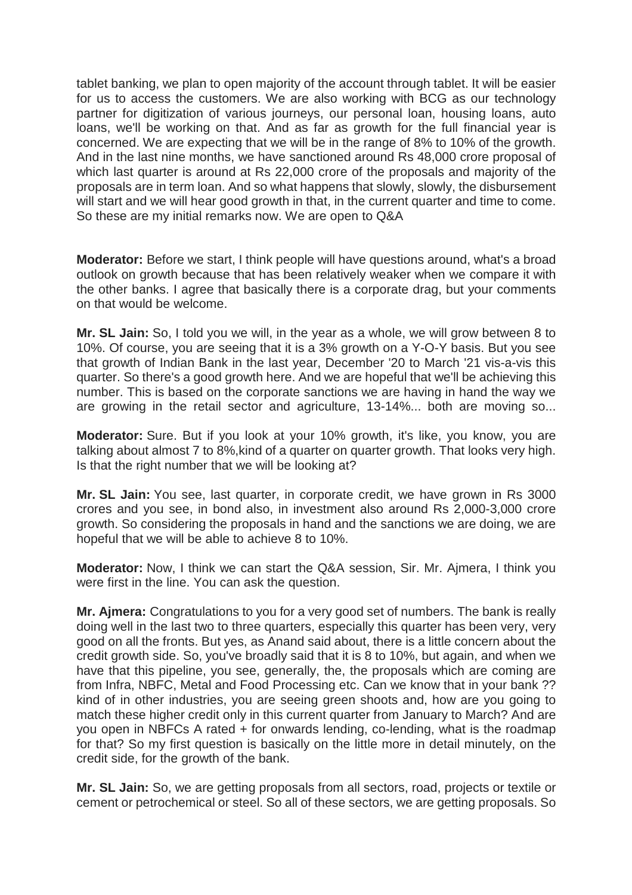tablet banking, we plan to open majority of the account through tablet. It will be easier for us to access the customers. We are also working with BCG as our technology partner for digitization of various journeys, our personal loan, housing loans, auto loans, we'll be working on that. And as far as growth for the full financial year is concerned. We are expecting that we will be in the range of 8% to 10% of the growth. And in the last nine months, we have sanctioned around Rs 48,000 crore proposal of which last quarter is around at Rs 22,000 crore of the proposals and majority of the proposals are in term loan. And so what happens that slowly, slowly, the disbursement will start and we will hear good growth in that, in the current quarter and time to come. So these are my initial remarks now. We are open to Q&A

**Moderator:** Before we start, I think people will have questions around, what's a broad outlook on growth because that has been relatively weaker when we compare it with the other banks. I agree that basically there is a corporate drag, but your comments on that would be welcome.

**Mr. SL Jain:** So, I told you we will, in the year as a whole, we will grow between 8 to 10%. Of course, you are seeing that it is a 3% growth on a Y-O-Y basis. But you see that growth of Indian Bank in the last year, December '20 to March '21 vis-a-vis this quarter. So there's a good growth here. And we are hopeful that we'll be achieving this number. This is based on the corporate sanctions we are having in hand the way we are growing in the retail sector and agriculture, 13-14%... both are moving so...

**Moderator:** Sure. But if you look at your 10% growth, it's like, you know, you are talking about almost 7 to 8%,kind of a quarter on quarter growth. That looks very high. Is that the right number that we will be looking at?

**Mr. SL Jain:** You see, last quarter, in corporate credit, we have grown in Rs 3000 crores and you see, in bond also, in investment also around Rs 2,000-3,000 crore growth. So considering the proposals in hand and the sanctions we are doing, we are hopeful that we will be able to achieve 8 to 10%.

**Moderator:** Now, I think we can start the Q&A session, Sir. Mr. Ajmera, I think you were first in the line. You can ask the question.

**Mr. Ajmera:** Congratulations to you for a very good set of numbers. The bank is really doing well in the last two to three quarters, especially this quarter has been very, very good on all the fronts. But yes, as Anand said about, there is a little concern about the credit growth side. So, you've broadly said that it is 8 to 10%, but again, and when we have that this pipeline, you see, generally, the, the proposals which are coming are from Infra, NBFC, Metal and Food Processing etc. Can we know that in your bank ?? kind of in other industries, you are seeing green shoots and, how are you going to match these higher credit only in this current quarter from January to March? And are you open in NBFCs A rated + for onwards lending, co-lending, what is the roadmap for that? So my first question is basically on the little more in detail minutely, on the credit side, for the growth of the bank.

**Mr. SL Jain:** So, we are getting proposals from all sectors, road, projects or textile or cement or petrochemical or steel. So all of these sectors, we are getting proposals. So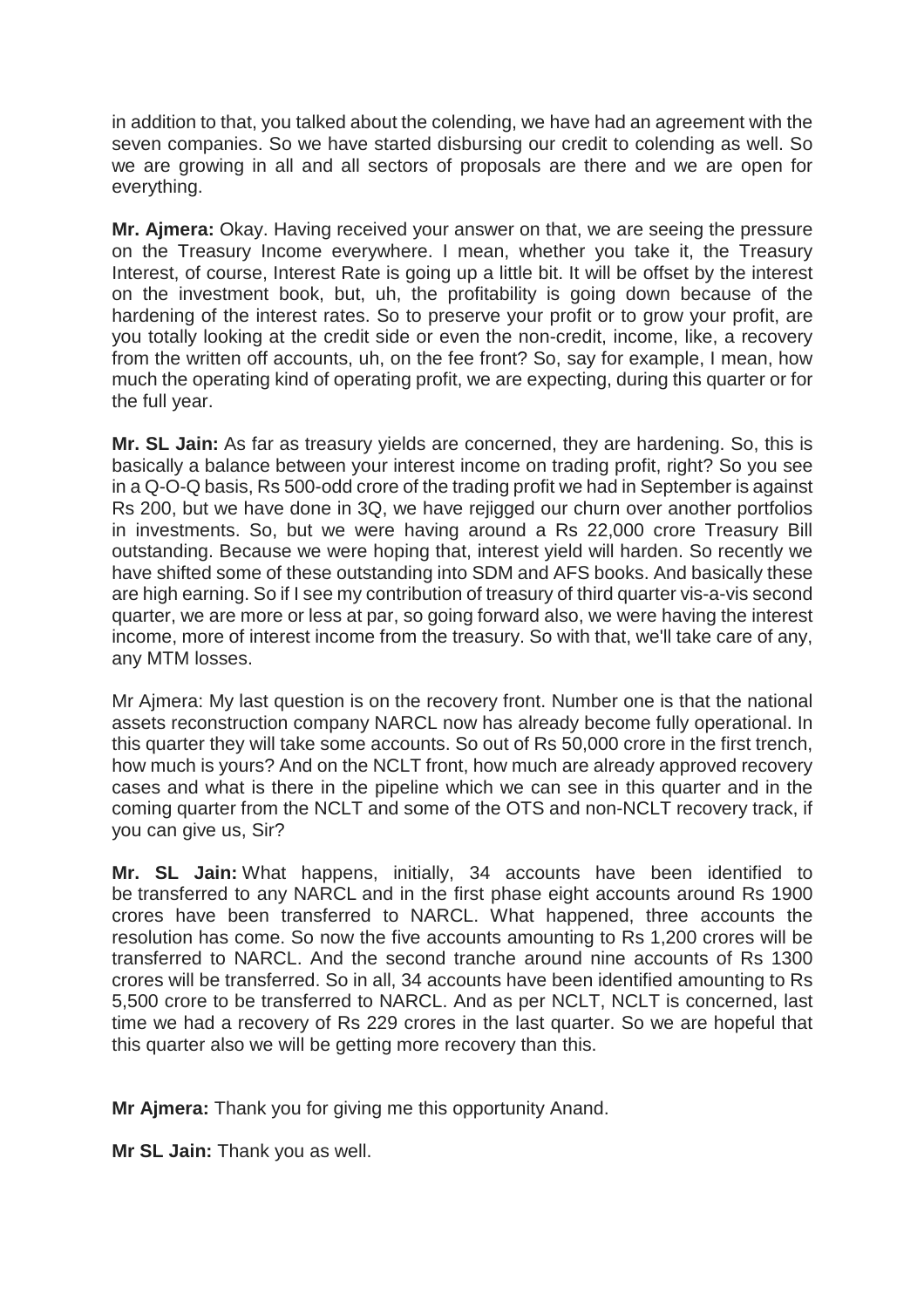in addition to that, you talked about the colending, we have had an agreement with the seven companies. So we have started disbursing our credit to colending as well. So we are growing in all and all sectors of proposals are there and we are open for everything.

**Mr. Ajmera:** Okay. Having received your answer on that, we are seeing the pressure on the Treasury Income everywhere. I mean, whether you take it, the Treasury Interest, of course, Interest Rate is going up a little bit. It will be offset by the interest on the investment book, but, uh, the profitability is going down because of the hardening of the interest rates. So to preserve your profit or to grow your profit, are you totally looking at the credit side or even the non-credit, income, like, a recovery from the written off accounts, uh, on the fee front? So, say for example, I mean, how much the operating kind of operating profit, we are expecting, during this quarter or for the full year.

**Mr. SL Jain:** As far as treasury yields are concerned, they are hardening. So, this is basically a balance between your interest income on trading profit, right? So you see in a Q-O-Q basis, Rs 500-odd crore of the trading profit we had in September is against Rs 200, but we have done in 3Q, we have rejigged our churn over another portfolios in investments. So, but we were having around a Rs 22,000 crore Treasury Bill outstanding. Because we were hoping that, interest yield will harden. So recently we have shifted some of these outstanding into SDM and AFS books. And basically these are high earning. So if I see my contribution of treasury of third quarter vis-a-vis second quarter, we are more or less at par, so going forward also, we were having the interest income, more of interest income from the treasury. So with that, we'll take care of any, any MTM losses.

Mr Ajmera: My last question is on the recovery front. Number one is that the national assets reconstruction company NARCL now has already become fully operational. In this quarter they will take some accounts. So out of Rs 50,000 crore in the first trench, how much is yours? And on the NCLT front, how much are already approved recovery cases and what is there in the pipeline which we can see in this quarter and in the coming quarter from the NCLT and some of the OTS and non-NCLT recovery track, if you can give us, Sir?

**Mr. SL Jain:** What happens, initially, 34 accounts have been identified to be transferred to any NARCL and in the first phase eight accounts around Rs 1900 crores have been transferred to NARCL. What happened, three accounts the resolution has come. So now the five accounts amounting to Rs 1,200 crores will be transferred to NARCL. And the second tranche around nine accounts of Rs 1300 crores will be transferred. So in all, 34 accounts have been identified amounting to Rs 5,500 crore to be transferred to NARCL. And as per NCLT, NCLT is concerned, last time we had a recovery of Rs 229 crores in the last quarter. So we are hopeful that this quarter also we will be getting more recovery than this.

**Mr Ajmera:** Thank you for giving me this opportunity Anand.

**Mr SL Jain:** Thank you as well.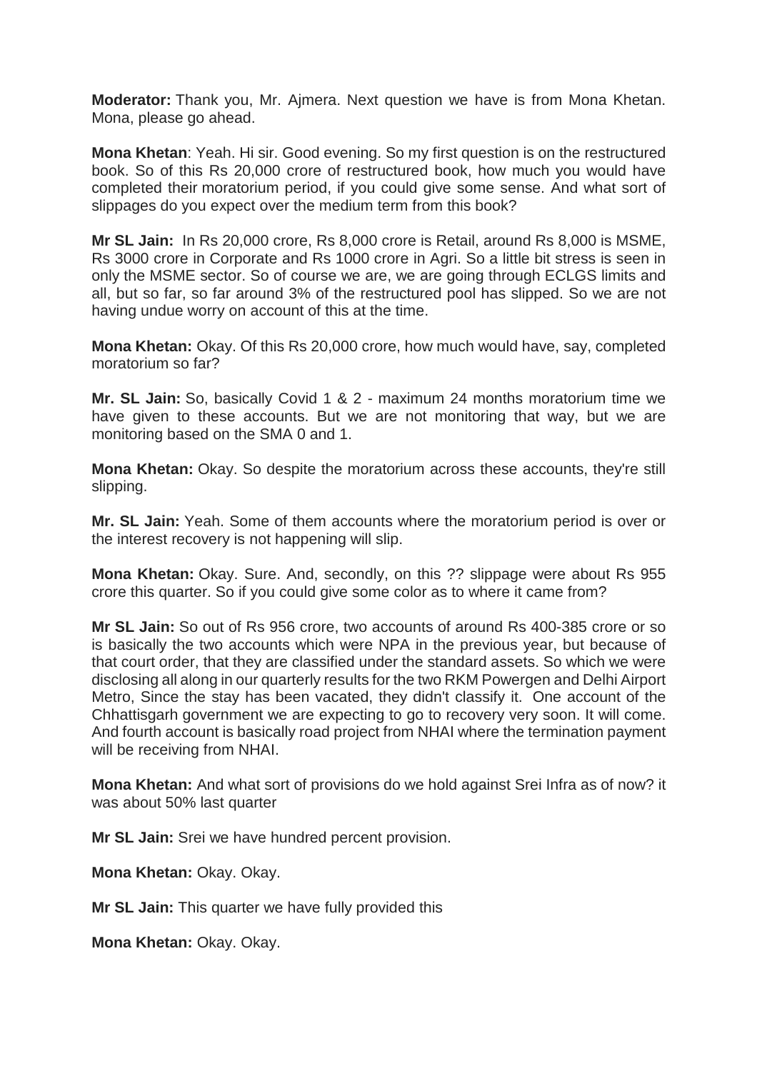**Moderator:** Thank you, Mr. Ajmera. Next question we have is from Mona Khetan. Mona, please go ahead.

**Mona Khetan**: Yeah. Hi sir. Good evening. So my first question is on the restructured book. So of this Rs 20,000 crore of restructured book, how much you would have completed their moratorium period, if you could give some sense. And what sort of slippages do you expect over the medium term from this book?

**Mr SL Jain:** In Rs 20,000 crore, Rs 8,000 crore is Retail, around Rs 8,000 is MSME, Rs 3000 crore in Corporate and Rs 1000 crore in Agri. So a little bit stress is seen in only the MSME sector. So of course we are, we are going through ECLGS limits and all, but so far, so far around 3% of the restructured pool has slipped. So we are not having undue worry on account of this at the time.

**Mona Khetan:** Okay. Of this Rs 20,000 crore, how much would have, say, completed moratorium so far?

**Mr. SL Jain:** So, basically Covid 1 & 2 - maximum 24 months moratorium time we have given to these accounts. But we are not monitoring that way, but we are monitoring based on the SMA 0 and 1.

**Mona Khetan:** Okay. So despite the moratorium across these accounts, they're still slipping.

**Mr. SL Jain:** Yeah. Some of them accounts where the moratorium period is over or the interest recovery is not happening will slip.

**Mona Khetan:** Okay. Sure. And, secondly, on this ?? slippage were about Rs 955 crore this quarter. So if you could give some color as to where it came from?

**Mr SL Jain:** So out of Rs 956 crore, two accounts of around Rs 400-385 crore or so is basically the two accounts which were NPA in the previous year, but because of that court order, that they are classified under the standard assets. So which we were disclosing all along in our quarterly results for the two RKM Powergen and Delhi Airport Metro, Since the stay has been vacated, they didn't classify it. One account of the Chhattisgarh government we are expecting to go to recovery very soon. It will come. And fourth account is basically road project from NHAI where the termination payment will be receiving from NHAI.

**Mona Khetan:** And what sort of provisions do we hold against Srei Infra as of now? it was about 50% last quarter

**Mr SL Jain:** Srei we have hundred percent provision.

**Mona Khetan:** Okay. Okay.

**Mr SL Jain:** This quarter we have fully provided this

**Mona Khetan:** Okay. Okay.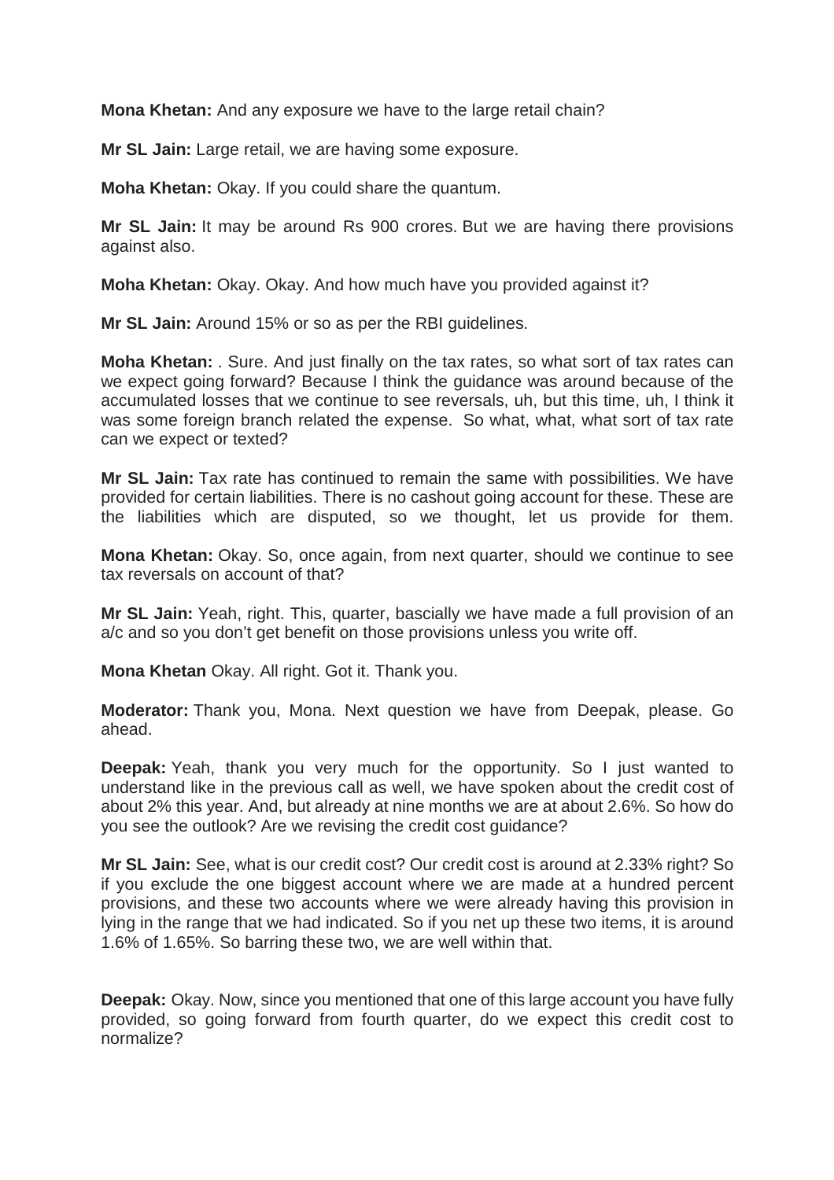**Mona Khetan:** And any exposure we have to the large retail chain?

**Mr SL Jain:** Large retail, we are having some exposure.

**Moha Khetan:** Okay. If you could share the quantum.

**Mr SL Jain:** It may be around Rs 900 crores. But we are having there provisions against also.

**Moha Khetan:** Okay. Okay. And how much have you provided against it?

**Mr SL Jain:** Around 15% or so as per the RBI guidelines.

**Moha Khetan:** . Sure. And just finally on the tax rates, so what sort of tax rates can we expect going forward? Because I think the guidance was around because of the accumulated losses that we continue to see reversals, uh, but this time, uh, I think it was some foreign branch related the expense. So what, what, what sort of tax rate can we expect or texted?

**Mr SL Jain:** Tax rate has continued to remain the same with possibilities. We have provided for certain liabilities. There is no cashout going account for these. These are the liabilities which are disputed, so we thought, let us provide for them.

**Mona Khetan:** Okay. So, once again, from next quarter, should we continue to see tax reversals on account of that?

**Mr SL Jain:** Yeah, right. This, quarter, bascially we have made a full provision of an a/c and so you don't get benefit on those provisions unless you write off.

**Mona Khetan** Okay. All right. Got it. Thank you.

**Moderator:** Thank you, Mona. Next question we have from Deepak, please. Go ahead.

**Deepak:** Yeah, thank you very much for the opportunity. So I just wanted to understand like in the previous call as well, we have spoken about the credit cost of about 2% this year. And, but already at nine months we are at about 2.6%. So how do you see the outlook? Are we revising the credit cost guidance?

**Mr SL Jain:** See, what is our credit cost? Our credit cost is around at 2.33% right? So if you exclude the one biggest account where we are made at a hundred percent provisions, and these two accounts where we were already having this provision in lying in the range that we had indicated. So if you net up these two items, it is around 1.6% of 1.65%. So barring these two, we are well within that.

**Deepak:** Okay. Now, since you mentioned that one of this large account you have fully provided, so going forward from fourth quarter, do we expect this credit cost to normalize?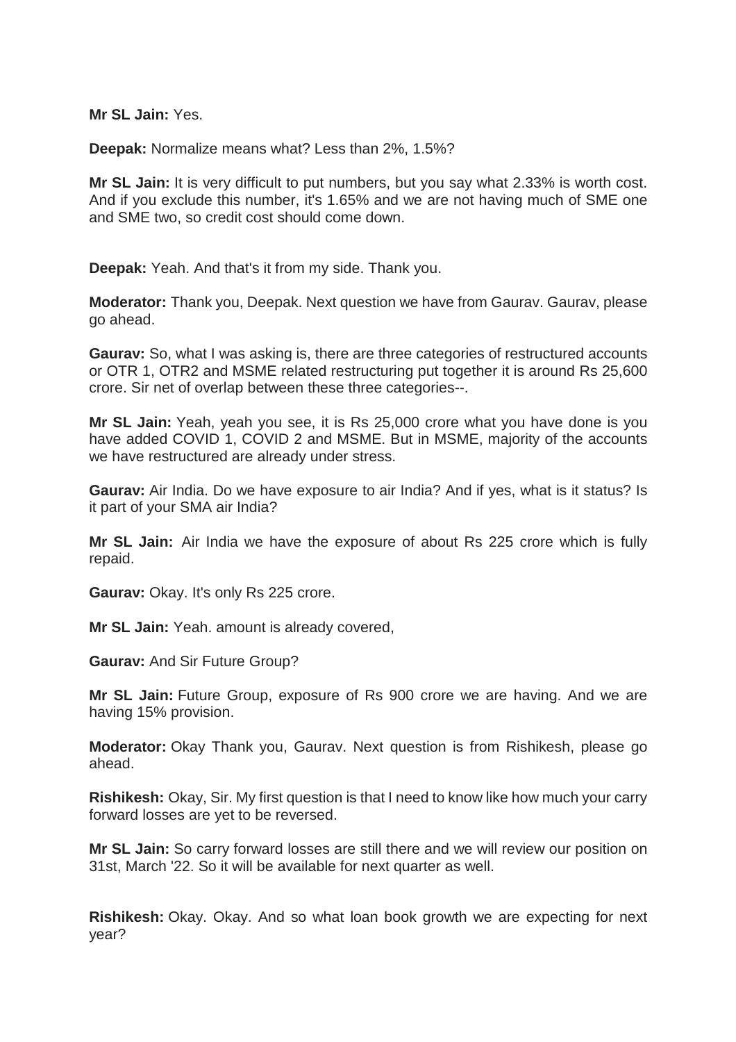**Mr SL Jain:** Yes.

**Deepak:** Normalize means what? Less than 2%, 1.5%?

**Mr SL Jain:** It is very difficult to put numbers, but you say what 2.33% is worth cost. And if you exclude this number, it's 1.65% and we are not having much of SME one and SME two, so credit cost should come down.

**Deepak:** Yeah. And that's it from my side. Thank you.

**Moderator:** Thank you, Deepak. Next question we have from Gaurav. Gaurav, please go ahead.

**Gaurav:** So, what I was asking is, there are three categories of restructured accounts or OTR 1, OTR2 and MSME related restructuring put together it is around Rs 25,600 crore. Sir net of overlap between these three categories--.

**Mr SL Jain:** Yeah, yeah you see, it is Rs 25,000 crore what you have done is you have added COVID 1, COVID 2 and MSME. But in MSME, majority of the accounts we have restructured are already under stress.

**Gaurav:** Air India. Do we have exposure to air India? And if yes, what is it status? Is it part of your SMA air India?

**Mr SL Jain:** Air India we have the exposure of about Rs 225 crore which is fully repaid.

**Gaurav:** Okay. It's only Rs 225 crore.

**Mr SL Jain:** Yeah. amount is already covered,

**Gaurav:** And Sir Future Group?

**Mr SL Jain:** Future Group, exposure of Rs 900 crore we are having. And we are having 15% provision.

**Moderator:** Okay Thank you, Gaurav. Next question is from Rishikesh, please go ahead.

**Rishikesh:** Okay, Sir. My first question is that I need to know like how much your carry forward losses are yet to be reversed.

**Mr SL Jain:** So carry forward losses are still there and we will review our position on 31st, March '22. So it will be available for next quarter as well.

**Rishikesh:** Okay. Okay. And so what loan book growth we are expecting for next year?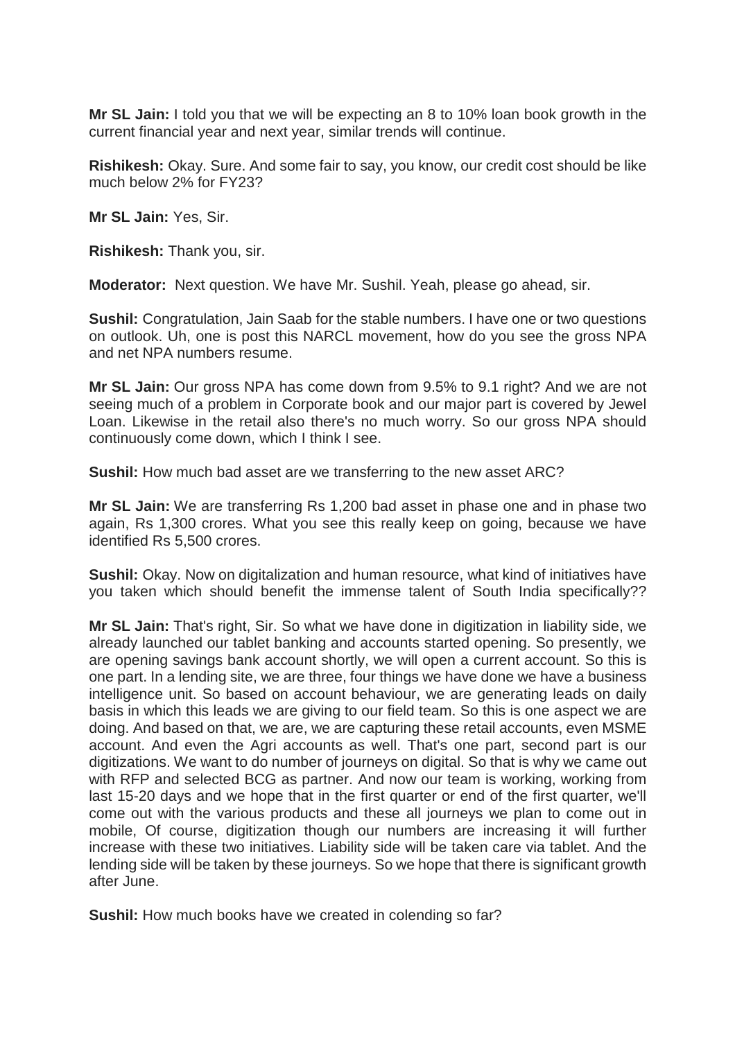**Mr SL Jain:** I told you that we will be expecting an 8 to 10% loan book growth in the current financial year and next year, similar trends will continue.

**Rishikesh:** Okay. Sure. And some fair to say, you know, our credit cost should be like much below 2% for FY23?

**Mr SL Jain:** Yes, Sir.

**Rishikesh:** Thank you, sir.

**Moderator:** Next question. We have Mr. Sushil. Yeah, please go ahead, sir.

**Sushil:** Congratulation, Jain Saab for the stable numbers. I have one or two questions on outlook. Uh, one is post this NARCL movement, how do you see the gross NPA and net NPA numbers resume.

**Mr SL Jain:** Our gross NPA has come down from 9.5% to 9.1 right? And we are not seeing much of a problem in Corporate book and our major part is covered by Jewel Loan. Likewise in the retail also there's no much worry. So our gross NPA should continuously come down, which I think I see.

**Sushil:** How much bad asset are we transferring to the new asset ARC?

**Mr SL Jain:** We are transferring Rs 1,200 bad asset in phase one and in phase two again, Rs 1,300 crores. What you see this really keep on going, because we have identified Rs 5,500 crores.

**Sushil:** Okay. Now on digitalization and human resource, what kind of initiatives have you taken which should benefit the immense talent of South India specifically??

**Mr SL Jain:** That's right, Sir. So what we have done in digitization in liability side, we already launched our tablet banking and accounts started opening. So presently, we are opening savings bank account shortly, we will open a current account. So this is one part. In a lending site, we are three, four things we have done we have a business intelligence unit. So based on account behaviour, we are generating leads on daily basis in which this leads we are giving to our field team. So this is one aspect we are doing. And based on that, we are, we are capturing these retail accounts, even MSME account. And even the Agri accounts as well. That's one part, second part is our digitizations. We want to do number of journeys on digital. So that is why we came out with RFP and selected BCG as partner. And now our team is working, working from last 15-20 days and we hope that in the first quarter or end of the first quarter, we'll come out with the various products and these all journeys we plan to come out in mobile, Of course, digitization though our numbers are increasing it will further increase with these two initiatives. Liability side will be taken care via tablet. And the lending side will be taken by these journeys. So we hope that there is significant growth after June.

**Sushil:** How much books have we created in colending so far?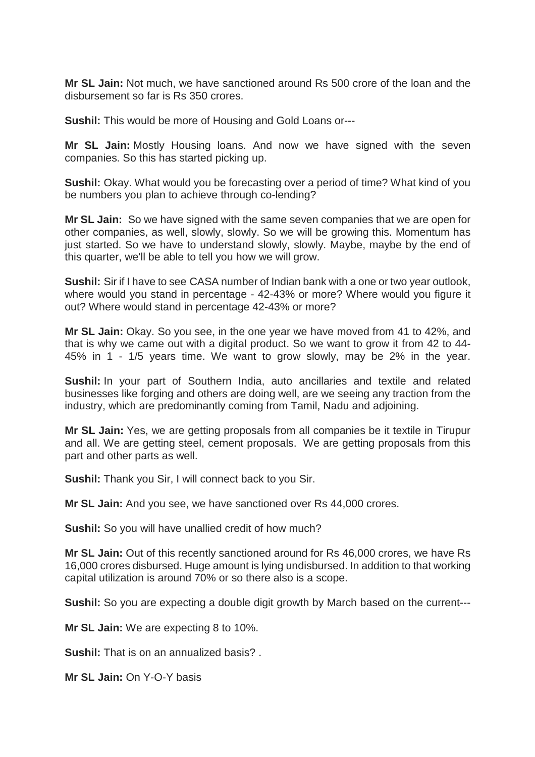**Mr SL Jain:** Not much, we have sanctioned around Rs 500 crore of the loan and the disbursement so far is Rs 350 crores.

**Sushil:** This would be more of Housing and Gold Loans or---

**Mr SL Jain:** Mostly Housing loans. And now we have signed with the seven companies. So this has started picking up.

**Sushil:** Okay. What would you be forecasting over a period of time? What kind of you be numbers you plan to achieve through co-lending?

**Mr SL Jain:** So we have signed with the same seven companies that we are open for other companies, as well, slowly, slowly. So we will be growing this. Momentum has just started. So we have to understand slowly, slowly. Maybe, maybe by the end of this quarter, we'll be able to tell you how we will grow.

**Sushil:** Sir if I have to see CASA number of Indian bank with a one or two year outlook, where would you stand in percentage - 42-43% or more? Where would you figure it out? Where would stand in percentage 42-43% or more?

**Mr SL Jain:** Okay. So you see, in the one year we have moved from 41 to 42%, and that is why we came out with a digital product. So we want to grow it from 42 to 44-45% in 1 - 1/5 years time. We want to grow slowly, may be 2% in the year.

**Sushil:** In your part of Southern India, auto ancillaries and textile and related businesses like forging and others are doing well, are we seeing any traction from the industry, which are predominantly coming from Tamil, Nadu and adjoining.

**Mr SL Jain:** Yes, we are getting proposals from all companies be it textile in Tirupur and all. We are getting steel, cement proposals. We are getting proposals from this part and other parts as well.

**Sushil:** Thank you Sir, I will connect back to you Sir.

**Mr SL Jain:** And you see, we have sanctioned over Rs 44,000 crores.

**Sushil:** So you will have unallied credit of how much?

**Mr SL Jain:** Out of this recently sanctioned around for Rs 46,000 crores, we have Rs 16,000 crores disbursed. Huge amount is lying undisbursed. In addition to that working capital utilization is around 70% or so there also is a scope.

**Sushil:** So you are expecting a double digit growth by March based on the current---

**Mr SL Jain:** We are expecting 8 to 10%.

**Sushil:** That is on an annualized basis? .

**Mr SL Jain:** On Y-O-Y basis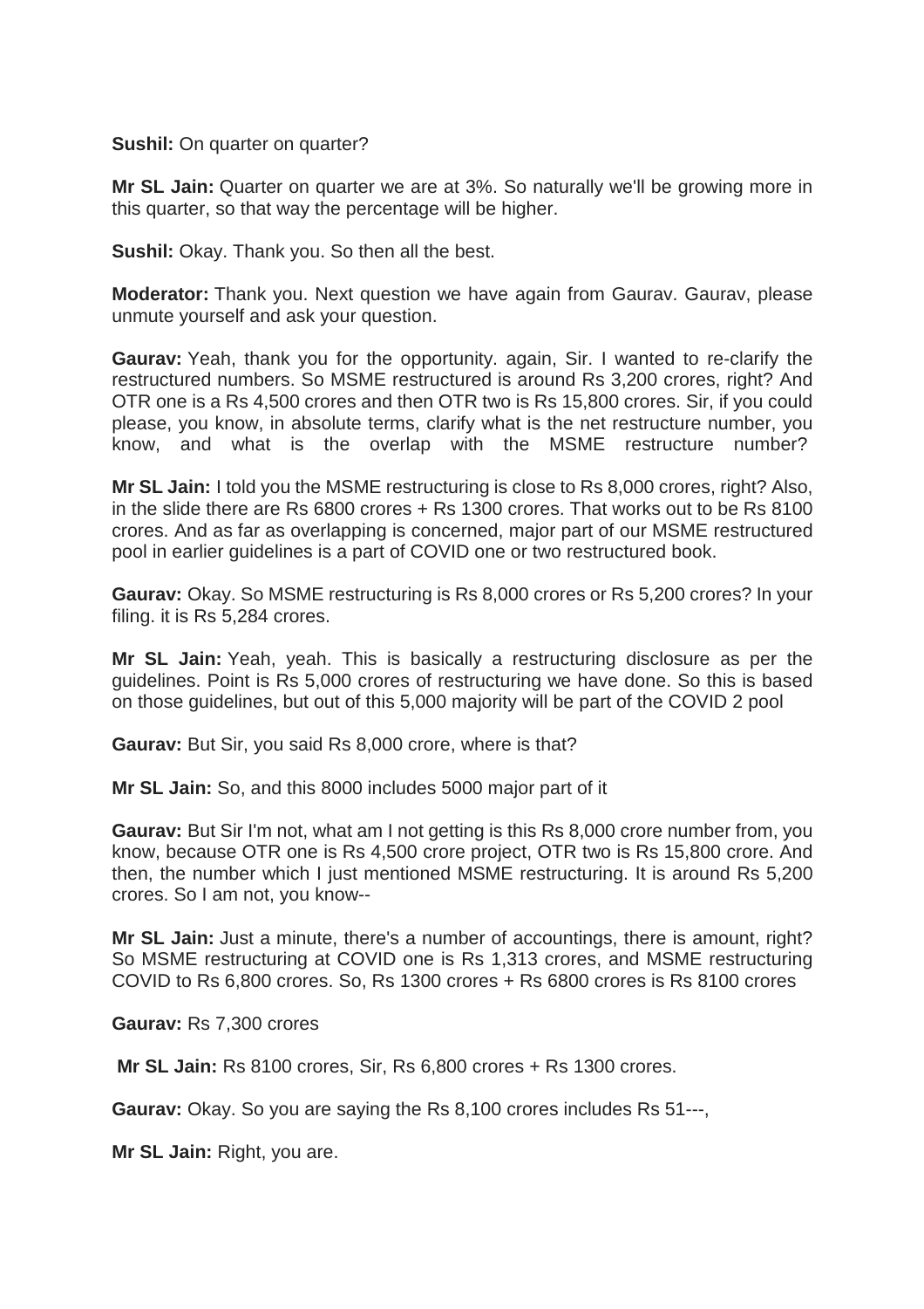**Sushil:** On quarter on quarter?

**Mr SL Jain:** Quarter on quarter we are at 3%. So naturally we'll be growing more in this quarter, so that way the percentage will be higher.

**Sushil:** Okay. Thank you. So then all the best.

**Moderator:** Thank you. Next question we have again from Gaurav. Gaurav, please unmute yourself and ask your question.

**Gaurav:** Yeah, thank you for the opportunity. again, Sir. I wanted to re-clarify the restructured numbers. So MSME restructured is around Rs 3,200 crores, right? And OTR one is a Rs 4,500 crores and then OTR two is Rs 15,800 crores. Sir, if you could please, you know, in absolute terms, clarify what is the net restructure number, you know, and what is the overlap with the MSME restructure number?

**Mr SL Jain:** I told you the MSME restructuring is close to Rs 8,000 crores, right? Also, in the slide there are Rs 6800 crores + Rs 1300 crores. That works out to be Rs 8100 crores. And as far as overlapping is concerned, major part of our MSME restructured pool in earlier guidelines is a part of COVID one or two restructured book.

**Gaurav:** Okay. So MSME restructuring is Rs 8,000 crores or Rs 5,200 crores? In your filing. it is Rs 5,284 crores.

**Mr SL Jain:** Yeah, yeah. This is basically a restructuring disclosure as per the guidelines. Point is Rs 5,000 crores of restructuring we have done. So this is based on those guidelines, but out of this 5,000 majority will be part of the COVID 2 pool

**Gaurav:** But Sir, you said Rs 8,000 crore, where is that?

**Mr SL Jain:** So, and this 8000 includes 5000 major part of it

**Gaurav:** But Sir I'm not, what am I not getting is this Rs 8,000 crore number from, you know, because OTR one is Rs 4,500 crore project, OTR two is Rs 15,800 crore. And then, the number which I just mentioned MSME restructuring. It is around Rs 5,200 crores. So I am not, you know--

**Mr SL Jain:** Just a minute, there's a number of accountings, there is amount, right? So MSME restructuring at COVID one is Rs 1,313 crores, and MSME restructuring COVID to Rs 6,800 crores. So, Rs 1300 crores + Rs 6800 crores is Rs 8100 crores

**Gaurav:** Rs 7,300 crores

**Mr SL Jain:** Rs 8100 crores, Sir, Rs 6,800 crores + Rs 1300 crores.

**Gaurav:** Okay. So you are saying the Rs 8,100 crores includes Rs 51---,

**Mr SL Jain:** Right, you are.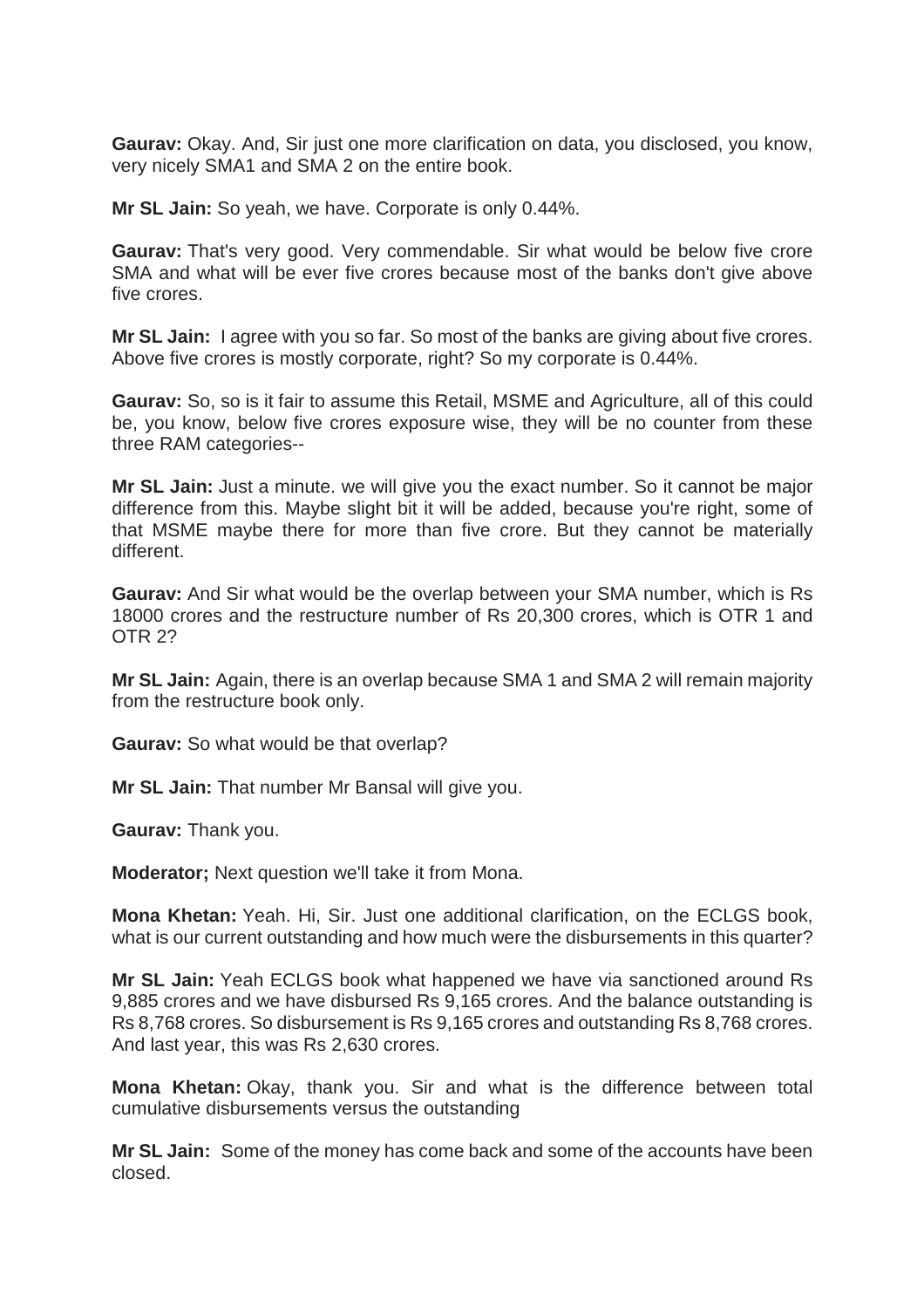**Gaurav:** Okay. And, Sir just one more clarification on data, you disclosed, you know, very nicely SMA1 and SMA 2 on the entire book.

**Mr SL Jain:** So yeah, we have. Corporate is only 0.44%.

**Gaurav:** That's very good. Very commendable. Sir what would be below five crore SMA and what will be ever five crores because most of the banks don't give above five crores.

**Mr SL Jain:** I agree with you so far. So most of the banks are giving about five crores. Above five crores is mostly corporate, right? So my corporate is 0.44%.

**Gaurav:** So, so is it fair to assume this Retail, MSME and Agriculture, all of this could be, you know, below five crores exposure wise, they will be no counter from these three RAM categories--

**Mr SL Jain:** Just a minute. we will give you the exact number. So it cannot be major difference from this. Maybe slight bit it will be added, because you're right, some of that MSME maybe there for more than five crore. But they cannot be materially different.

**Gaurav:** And Sir what would be the overlap between your SMA number, which is Rs 18000 crores and the restructure number of Rs 20,300 crores, which is OTR 1 and OTR 2?

**Mr SL Jain:** Again, there is an overlap because SMA 1 and SMA 2 will remain majority from the restructure book only.

**Gaurav:** So what would be that overlap?

**Mr SL Jain:** That number Mr Bansal will give you.

**Gaurav:** Thank you.

**Moderator;** Next question we'll take it from Mona.

**Mona Khetan:** Yeah. Hi, Sir. Just one additional clarification, on the ECLGS book, what is our current outstanding and how much were the disbursements in this quarter?

**Mr SL Jain:** Yeah ECLGS book what happened we have via sanctioned around Rs 9,885 crores and we have disbursed Rs 9,165 crores. And the balance outstanding is Rs 8,768 crores. So disbursement is Rs 9,165 crores and outstanding Rs 8,768 crores. And last year, this was Rs 2,630 crores.

**Mona Khetan:** Okay, thank you. Sir and what is the difference between total cumulative disbursements versus the outstanding

**Mr SL Jain:** Some of the money has come back and some of the accounts have been closed.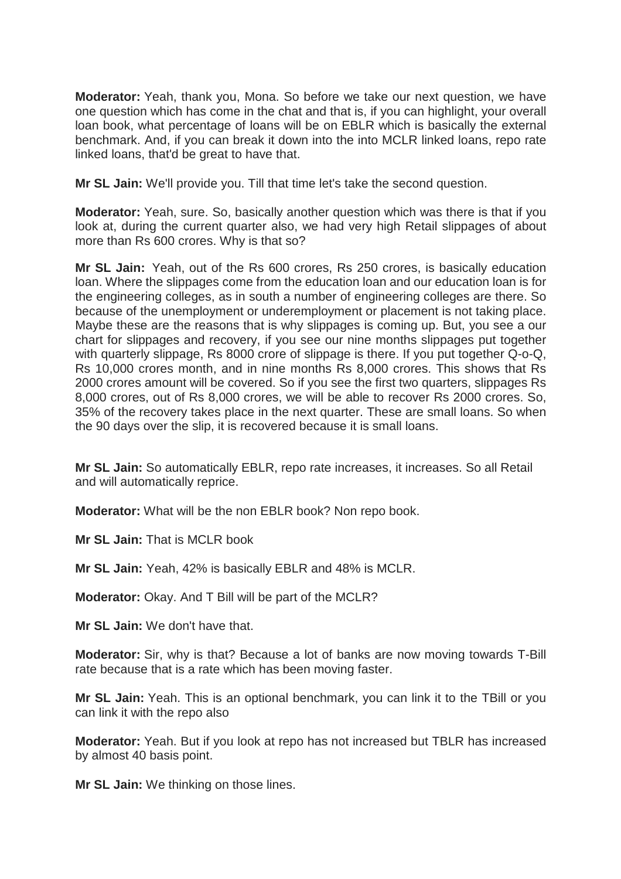**Moderator:** Yeah, thank you, Mona. So before we take our next question, we have one question which has come in the chat and that is, if you can highlight, your overall loan book, what percentage of loans will be on EBLR which is basically the external benchmark. And, if you can break it down into the into MCLR linked loans, repo rate linked loans, that'd be great to have that.

**Mr SL Jain:** We'll provide you. Till that time let's take the second question.

**Moderator:** Yeah, sure. So, basically another question which was there is that if you look at, during the current quarter also, we had very high Retail slippages of about more than Rs 600 crores. Why is that so?

**Mr SL Jain:** Yeah, out of the Rs 600 crores, Rs 250 crores, is basically education loan. Where the slippages come from the education loan and our education loan is for the engineering colleges, as in south a number of engineering colleges are there. So because of the unemployment or underemployment or placement is not taking place. Maybe these are the reasons that is why slippages is coming up. But, you see a our chart for slippages and recovery, if you see our nine months slippages put together with quarterly slippage, Rs 8000 crore of slippage is there. If you put together Q-o-Q, Rs 10,000 crores month, and in nine months Rs 8,000 crores. This shows that Rs 2000 crores amount will be covered. So if you see the first two quarters, slippages Rs 8,000 crores, out of Rs 8,000 crores, we will be able to recover Rs 2000 crores. So, 35% of the recovery takes place in the next quarter. These are small loans. So when the 90 days over the slip, it is recovered because it is small loans.

**Mr SL Jain:** So automatically EBLR, repo rate increases, it increases. So all Retail and will automatically reprice.

**Moderator:** What will be the non EBLR book? Non repo book.

**Mr SL Jain:** That is MCLR book

**Mr SL Jain:** Yeah, 42% is basically EBLR and 48% is MCLR.

**Moderator:** Okay. And T Bill will be part of the MCLR?

**Mr SL Jain:** We don't have that.

**Moderator:** Sir, why is that? Because a lot of banks are now moving towards T-Bill rate because that is a rate which has been moving faster.

**Mr SL Jain:** Yeah. This is an optional benchmark, you can link it to the TBill or you can link it with the repo also

**Moderator:** Yeah. But if you look at repo has not increased but TBLR has increased by almost 40 basis point.

**Mr SL Jain:** We thinking on those lines.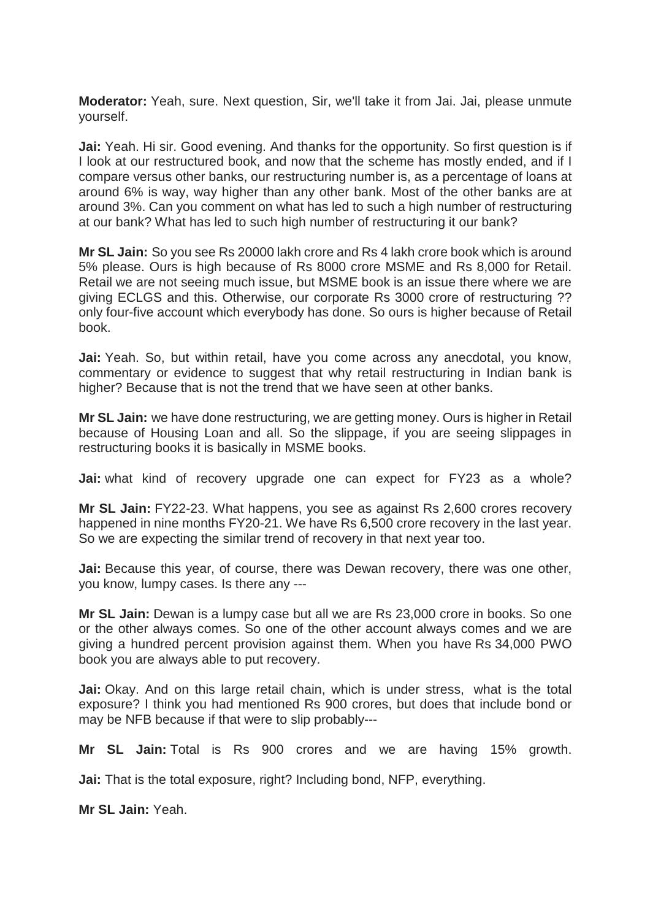**Moderator:** Yeah, sure. Next question, Sir, we'll take it from Jai. Jai, please unmute yourself.

**Jai:** Yeah. Hi sir. Good evening. And thanks for the opportunity. So first question is if I look at our restructured book, and now that the scheme has mostly ended, and if I compare versus other banks, our restructuring number is, as a percentage of loans at around 6% is way, way higher than any other bank. Most of the other banks are at around 3%. Can you comment on what has led to such a high number of restructuring at our bank? What has led to such high number of restructuring it our bank?

**Mr SL Jain:** So you see Rs 20000 lakh crore and Rs 4 lakh crore book which is around 5% please. Ours is high because of Rs 8000 crore MSME and Rs 8,000 for Retail. Retail we are not seeing much issue, but MSME book is an issue there where we are giving ECLGS and this. Otherwise, our corporate Rs 3000 crore of restructuring ?? only four-five account which everybody has done. So ours is higher because of Retail book.

**Jai:** Yeah. So, but within retail, have you come across any anecdotal, you know, commentary or evidence to suggest that why retail restructuring in Indian bank is higher? Because that is not the trend that we have seen at other banks.

**Mr SL Jain:** we have done restructuring, we are getting money. Ours is higher in Retail because of Housing Loan and all. So the slippage, if you are seeing slippages in restructuring books it is basically in MSME books.

**Jai:** what kind of recovery upgrade one can expect for FY23 as a whole?

**Mr SL Jain:** FY22-23. What happens, you see as against Rs 2,600 crores recovery happened in nine months FY20-21. We have Rs 6,500 crore recovery in the last year. So we are expecting the similar trend of recovery in that next year too.

**Jai:** Because this year, of course, there was Dewan recovery, there was one other, you know, lumpy cases. Is there any ---

**Mr SL Jain:** Dewan is a lumpy case but all we are Rs 23,000 crore in books. So one or the other always comes. So one of the other account always comes and we are giving a hundred percent provision against them. When you have Rs 34,000 PWO book you are always able to put recovery.

**Jai:** Okay. And on this large retail chain, which is under stress, what is the total exposure? I think you had mentioned Rs 900 crores, but does that include bond or may be NFB because if that were to slip probably---

**Mr SL Jain:** Total is Rs 900 crores and we are having 15% growth.

**Jai:** That is the total exposure, right? Including bond, NFP, everything.

**Mr SL Jain:** Yeah.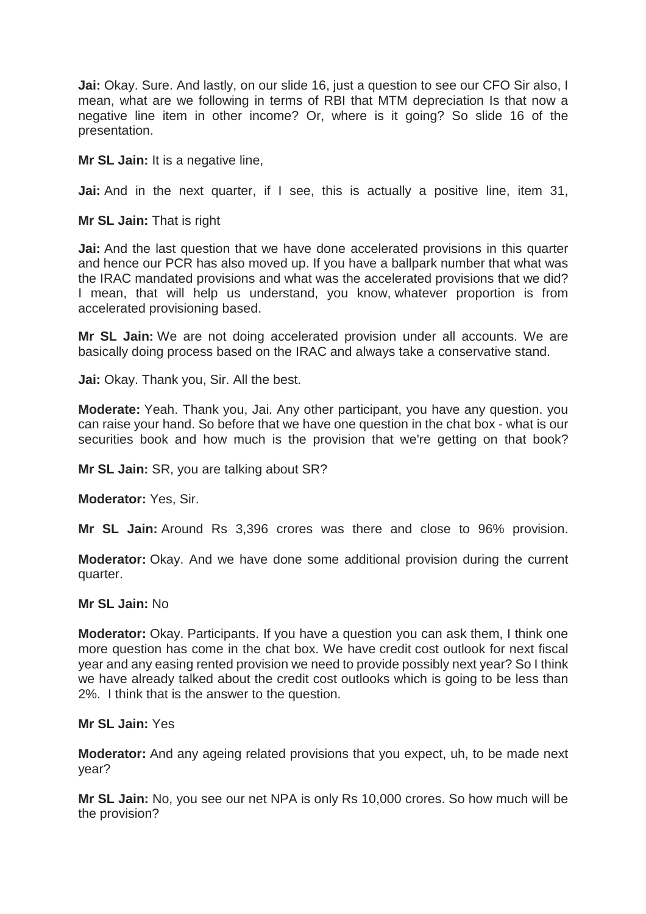**Jai:** Okay. Sure. And lastly, on our slide 16, just a question to see our CFO Sir also, I mean, what are we following in terms of RBI that MTM depreciation Is that now a negative line item in other income? Or, where is it going? So slide 16 of the presentation.

**Mr SL Jain:** It is a negative line,

**Jai:** And in the next quarter, if I see, this is actually a positive line, item 31,

**Mr SL Jain:** That is right

**Jai:** And the last question that we have done accelerated provisions in this quarter and hence our PCR has also moved up. If you have a ballpark number that what was the IRAC mandated provisions and what was the accelerated provisions that we did? I mean, that will help us understand, you know, whatever proportion is from accelerated provisioning based.

**Mr SL Jain:** We are not doing accelerated provision under all accounts. We are basically doing process based on the IRAC and always take a conservative stand.

**Jai:** Okay. Thank you, Sir. All the best.

**Moderate:** Yeah. Thank you, Jai. Any other participant, you have any question. you can raise your hand. So before that we have one question in the chat box - what is our securities book and how much is the provision that we're getting on that book?

**Mr SL Jain:** SR, you are talking about SR?

**Moderator:** Yes, Sir.

**Mr SL Jain:** Around Rs 3,396 crores was there and close to 96% provision.

**Moderator:** Okay. And we have done some additional provision during the current quarter.

**Mr SL Jain:** No

**Moderator:** Okay. Participants. If you have a question you can ask them, I think one more question has come in the chat box. We have credit cost outlook for next fiscal year and any easing rented provision we need to provide possibly next year? So I think we have already talked about the credit cost outlooks which is going to be less than 2%. I think that is the answer to the question.

**Mr SL Jain:** Yes

**Moderator:** And any ageing related provisions that you expect, uh, to be made next year?

**Mr SL Jain:** No, you see our net NPA is only Rs 10,000 crores. So how much will be the provision?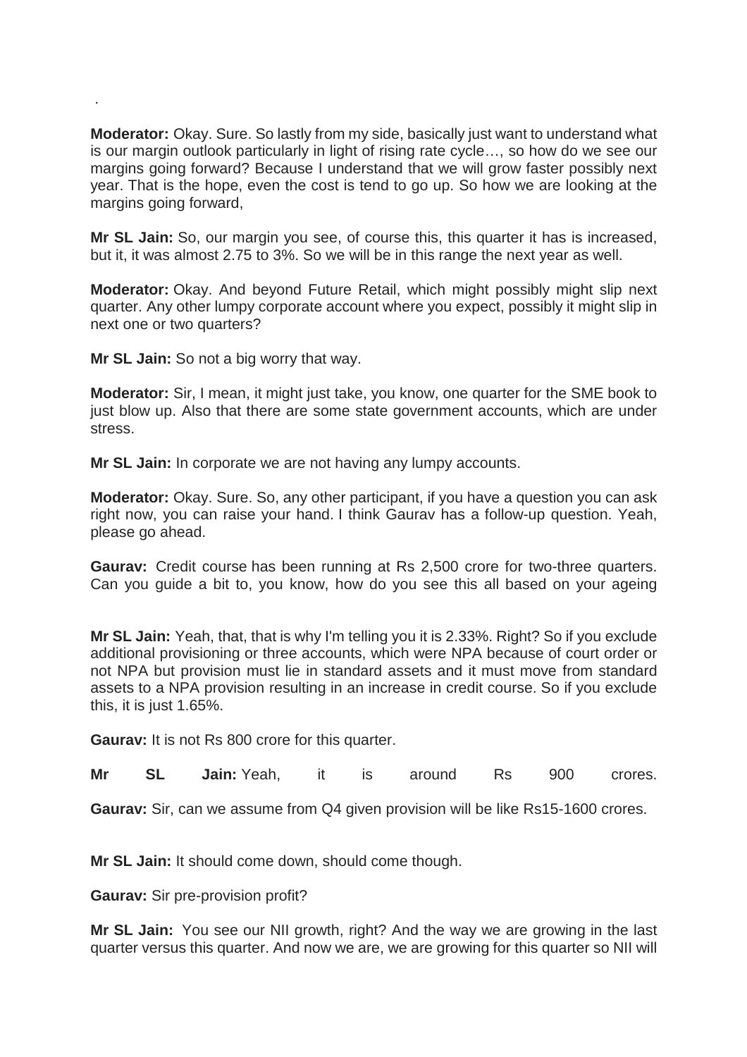.

**Moderator:** Okay. Sure. So lastly from my side, basically just want to understand what is our margin outlook particularly in light of rising rate cycle…, so how do we see our margins going forward? Because I understand that we will grow faster possibly next year. That is the hope, even the cost is tend to go up. So how we are looking at the margins going forward,

**Mr SL Jain:** So, our margin you see, of course this, this quarter it has is increased, but it, it was almost 2.75 to 3%. So we will be in this range the next year as well.

**Moderator:** Okay. And beyond Future Retail, which might possibly might slip next quarter. Any other lumpy corporate account where you expect, possibly it might slip in next one or two quarters?

**Mr SL Jain:** So not a big worry that way.

**Moderator:** Sir, I mean, it might just take, you know, one quarter for the SME book to just blow up. Also that there are some state government accounts, which are under stress.

**Mr SL Jain:** In corporate we are not having any lumpy accounts.

**Moderator:** Okay. Sure. So, any other participant, if you have a question you can ask right now, you can raise your hand. I think Gaurav has a follow-up question. Yeah, please go ahead.

**Gaurav:** Credit course has been running at Rs 2,500 crore for two-three quarters. Can you guide a bit to, you know, how do you see this all based on your ageing

**Mr SL Jain:** Yeah, that, that is why I'm telling you it is 2.33%. Right? So if you exclude additional provisioning or three accounts, which were NPA because of court order or not NPA but provision must lie in standard assets and it must move from standard assets to a NPA provision resulting in an increase in credit course. So if you exclude this, it is just 1.65%.

**Gaurav:** It is not Rs 800 crore for this quarter.

**Mr SL Jain:** Yeah, it is around Rs 900 crores.

**Gaurav:** Sir, can we assume from Q4 given provision will be like Rs15-1600 crores.

**Mr SL Jain:** It should come down, should come though.

**Gaurav:** Sir pre-provision profit?

**Mr SL Jain:** You see our NII growth, right? And the way we are growing in the last quarter versus this quarter. And now we are, we are growing for this quarter so NII will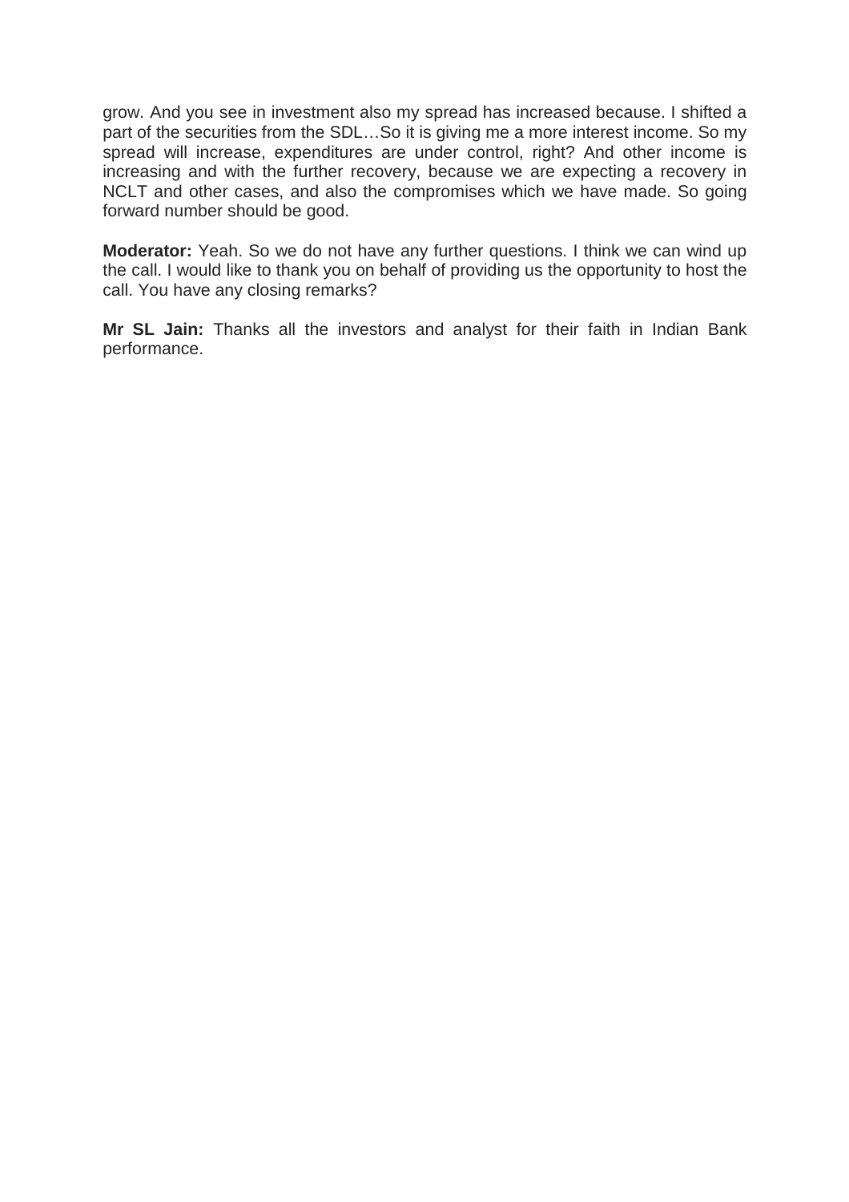grow. And you see in investment also my spread has increased because. I shifted a part of the securities from the SDL…So it is giving me a more interest income. So my spread will increase, expenditures are under control, right? And other income is increasing and with the further recovery, because we are expecting a recovery in NCLT and other cases, and also the compromises which we have made. So going forward number should be good.

**Moderator:** Yeah. So we do not have any further questions. I think we can wind up the call. I would like to thank you on behalf of providing us the opportunity to host the call. You have any closing remarks?

**Mr SL Jain:** Thanks all the investors and analyst for their faith in Indian Bank performance.